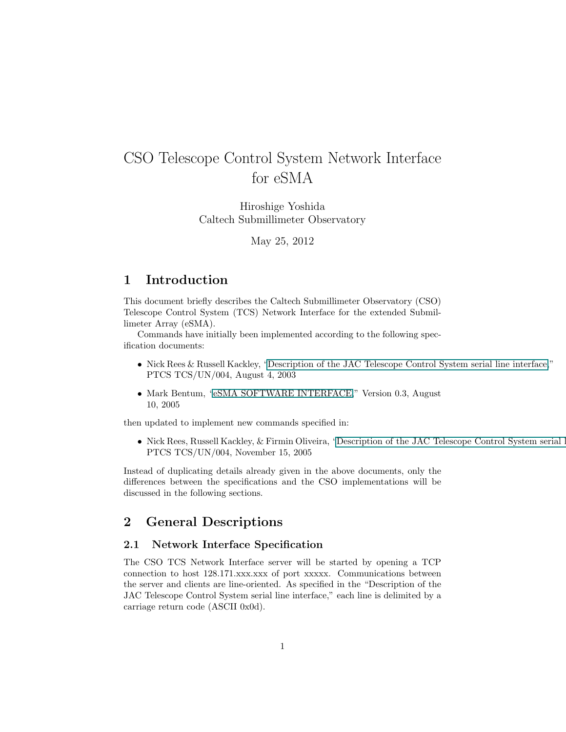# CSO Telescope Control System Network Interface for eSMA

Hiroshige Yoshida
Caltech Submillimeter Observatory

May 25, 2012

## 1 Introduction

This document briefly describes the Caltech Submillimeter Observatory (CSO) Telescope Control System (TCS) Network Interface for the extended Submillimeter Array (eSMA).

Commands have initially been implemented according to the following specification documents:

- Nick Rees & Russell Kackley, "Description of the JAC Telescope Control System serial line interface," PTCS TCS/UN/004, August 4, 2003
- Mark Bentum, "eSMA SOFTWARE INTERFACE," Version 0.3, August 10, 2005

then updated to implement new commands specified in:

- Nick Rees, Russell Kackley, & Firmin Oliveira, "Description of the JAC Telescope Control System serial l PTCS TCS/UN/004, November 15, 2005

Instead of duplicating details already given in the above documents, only the differences between the specifications and the CSO implementations will be discussed in the following sections.

## 2 General Descriptions

### 2.1 Network Interface Specification

The CSO TCS Network Interface server will be started by opening a TCP connection to host 128.171.xxx.xxx of port xxxxx. Communications between the server and clients are line-oriented. As specified in the "Description of the JAC Telescope Control System serial line interface," each line is delimited by a carriage return code (ASCII 0x0d).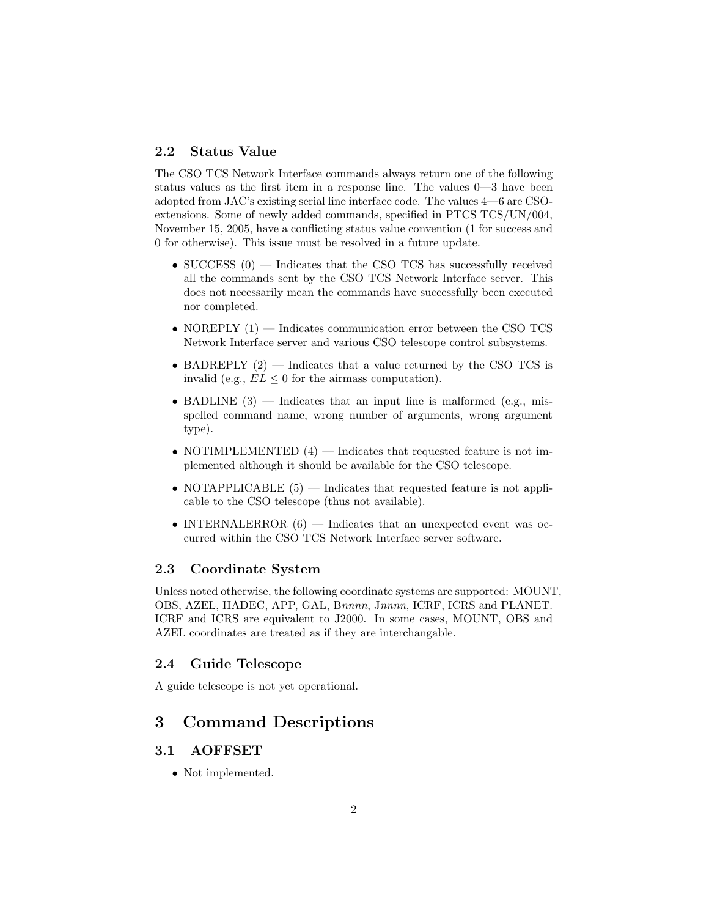## 2.2 Status Value

The CSO TCS Network Interface commands always return one of the following status values as the first item in a response line. The values 0—3 have been adopted from JAC's existing serial line interface code. The values 4—6 are CSO-extensions. Some of newly added commands, specified in PTCS TCS/UN/004, November 15, 2005, have a conflicting status value convention (1 for success and 0 for otherwise). This issue must be resolved in a future update.

- SUCCESS (0) — Indicates that the CSO TCS has successfully received all the commands sent by the CSO TCS Network Interface server. This does not necessarily mean the commands have successfully been executed nor completed.
- NOREPLY (1) — Indicates communication error between the CSO TCS Network Interface server and various CSO telescope control subsystems.
- BADREPLY (2) — Indicates that a value returned by the CSO TCS is invalid (e.g., $EL \leq 0$ for the airmass computation).
- BADLINE (3) — Indicates that an input line is malformed (e.g., misspelled command name, wrong number of arguments, wrong argument type).
- NOTIMPLEMENTED (4) — Indicates that requested feature is not implemented although it should be available for the CSO telescope.
- NOTAPPLICABLE (5) — Indicates that requested feature is not applicable to the CSO telescope (thus not available).
- INTERNALERROR (6) — Indicates that an unexpected event was occurred within the CSO TCS Network Interface server software.

## 2.3 Coordinate System

Unless noted otherwise, the following coordinate systems are supported: MOUNT, OBS, AZEL, HADEC, APP, GAL, B*nnnn*, J*nnnn*, ICRF, ICRS and PLANET. ICRF and ICRS are equivalent to J2000. In some cases, MOUNT, OBS and AZEL coordinates are treated as if they are interchangable.

## 2.4 Guide Telescope

A guide telescope is not yet operational.

# 3 Command Descriptions

## 3.1 AOFFSET

- Not implemented.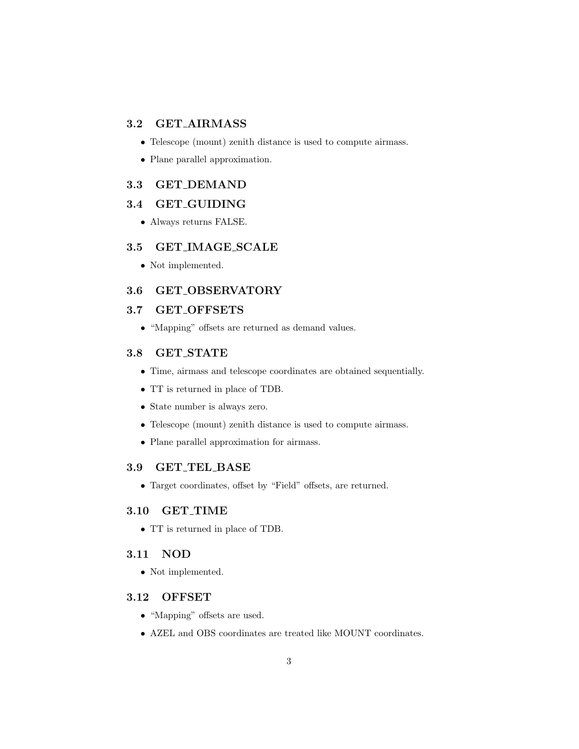### 3.2 GET_AIRMASS

- Telescope (mount) zenith distance is used to compute airmass.
- Plane parallel approximation.

### 3.3 GET_DEMAND

### 3.4 GET_GUIDING

- Always returns FALSE.

### 3.5 GET_IMAGE_SCALE

- Not implemented.

### 3.6 GET_OBSERVATORY

### 3.7 GET_OFFSETS

- "Mapping" offsets are returned as demand values.

### 3.8 GET_STATE

- Time, airmass and telescope coordinates are obtained sequentially.
- TT is returned in place of TDB.
- State number is always zero.
- Telescope (mount) zenith distance is used to compute airmass.
- Plane parallel approximation for airmass.

### 3.9 GET_TEL_BASE

- Target coordinates, offset by "Field" offsets, are returned.

### 3.10 GET_TIME

- TT is returned in place of TDB.

### 3.11 NOD

- Not implemented.

### 3.12 OFFSET

- "Mapping" offsets are used.
- AZEL and OBS coordinates are treated like MOUNT coordinates.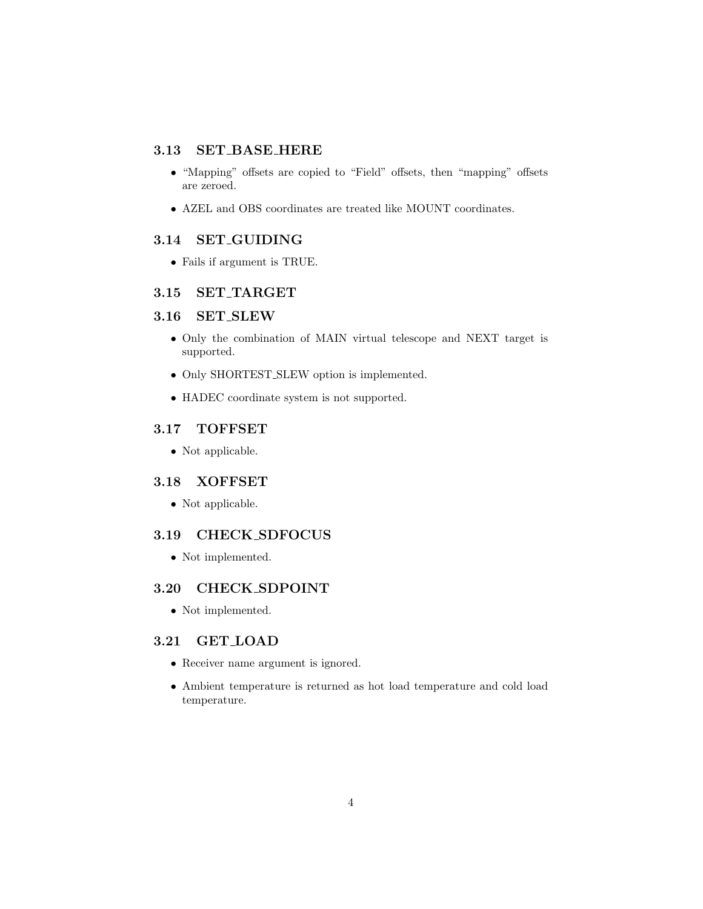### 3.13 SET_BASE_HERE

- "Mapping" offsets are copied to "Field" offsets, then "mapping" offsets are zeroed.
- AZEL and OBS coordinates are treated like MOUNT coordinates.

### 3.14 SET_GUIDING

- Fails if argument is TRUE.

### 3.15 SET_TARGET

### 3.16 SET_SLEW

- Only the combination of MAIN virtual telescope and NEXT target is supported.
- Only SHORTEST_SLEW option is implemented.
- HADEC coordinate system is not supported.

### 3.17 TOFFSET

- Not applicable.

### 3.18 XOFFSET

- Not applicable.

### 3.19 CHECK_SDFOCUS

- Not implemented.

### 3.20 CHECK_SDPOINT

- Not implemented.

### 3.21 GET_LOAD

- Receiver name argument is ignored.
- Ambient temperature is returned as hot load temperature and cold load temperature.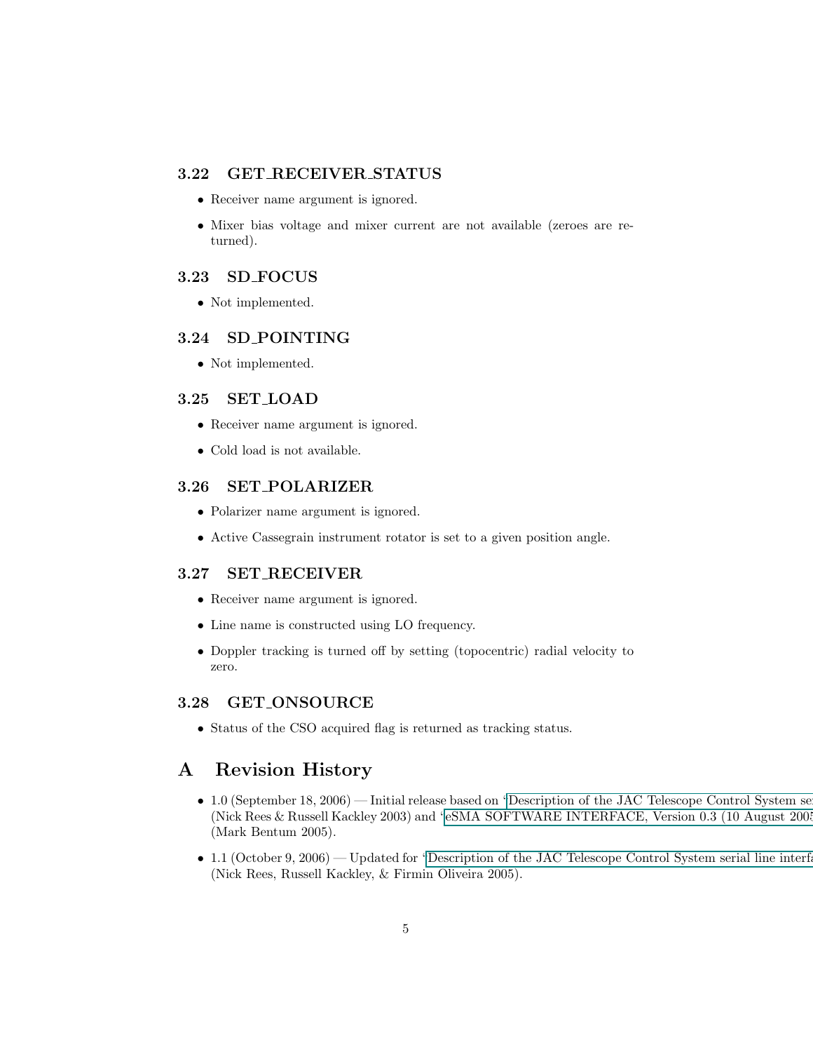### 3.22 GET_RECEIVER_STATUS

- Receiver name argument is ignored.
- Mixer bias voltage and mixer current are not available (zeroes are returned).

### 3.23 SD_FOCUS

- Not implemented.

### 3.24 SD_POINTING

- Not implemented.

### 3.25 SET_LOAD

- Receiver name argument is ignored.
- Cold load is not available.

### 3.26 SET_POLARIZER

- Polarizer name argument is ignored.
- Active Cassegrain instrument rotator is set to a given position angle.

### 3.27 SET_RECEIVER

- Receiver name argument is ignored.
- Line name is constructed using LO frequency.
- Doppler tracking is turned off by setting (topocentric) radial velocity to zero.

### 3.28 GET_ONSOURCE

- Status of the CSO acquired flag is returned as tracking status.

## A Revision History

- 1.0 (September 18, 2006) — Initial release based on 'Description of the JAC Telescope Control System se (Nick Rees & Russell Kackley 2003) and 'eSMA SOFTWARE INTERFACE, Version 0.3 (10 August 2005 (Mark Bentum 2005).
- 1.1 (October 9, 2006) — Updated for 'Description of the JAC Telescope Control System serial line interfa (Nick Rees, Russell Kackley, & Firmin Oliveira 2005).